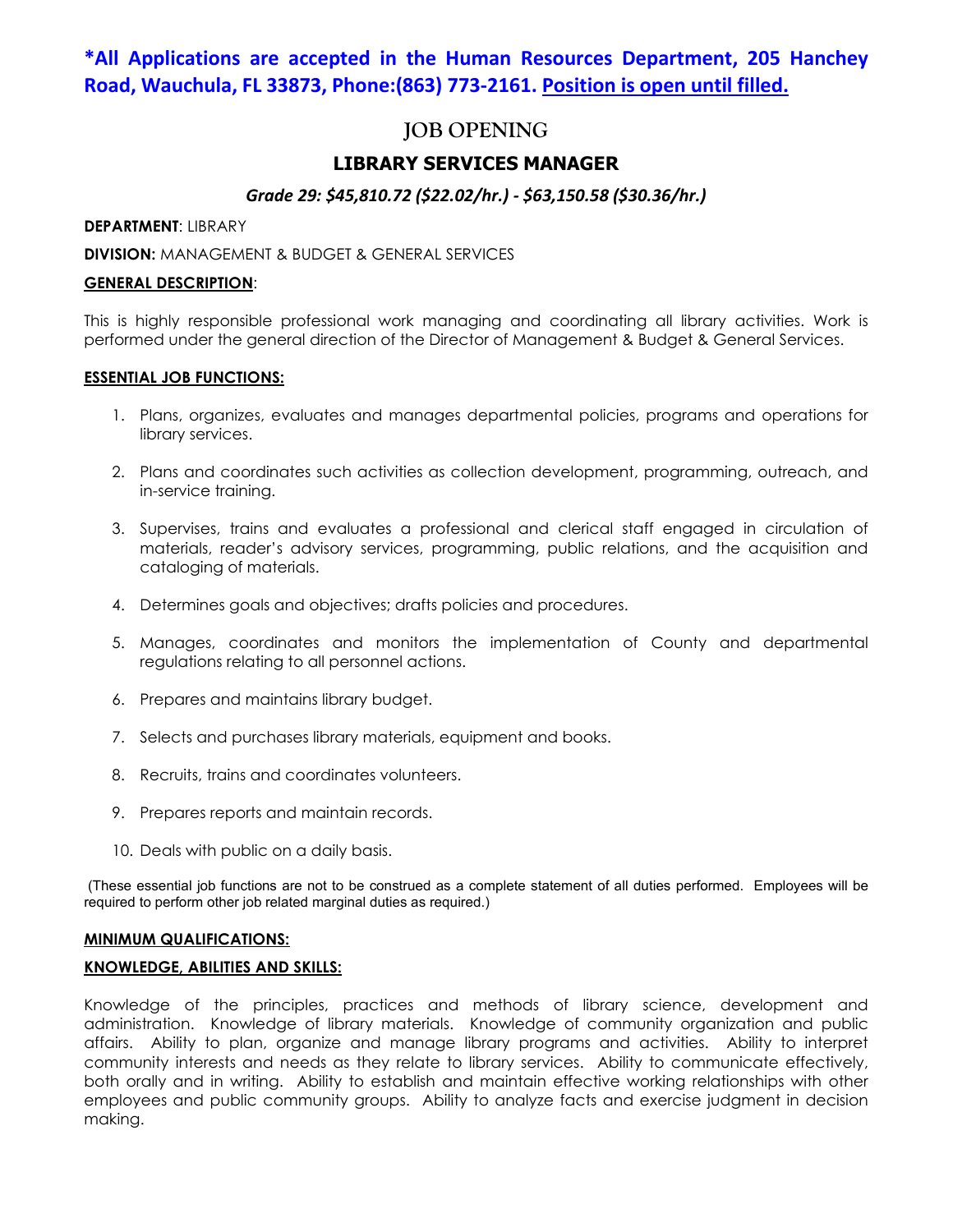**\*All Applications are accepted in the Human Resources Department, 205 Hanchey Road, Wauchula, FL 33873, Phone:(863) 773-2161. Position is open until filled.**

# JOB OPENING

## LIBRARY SERVICES MANAGER

***Grade 29: $45,810.72 ($22.02/hr.) - $63,150.58 ($30.36/hr.)***

**DEPARTMENT**: LIBRARY

**DIVISION:** MANAGEMENT & BUDGET & GENERAL SERVICES

**GENERAL DESCRIPTION**:

This is highly responsible professional work managing and coordinating all library activities. Work is performed under the general direction of the Director of Management & Budget & General Services.

**ESSENTIAL JOB FUNCTIONS:**

1. Plans, organizes, evaluates and manages departmental policies, programs and operations for library services.
2. Plans and coordinates such activities as collection development, programming, outreach, and in-service training.
3. Supervises, trains and evaluates a professional and clerical staff engaged in circulation of materials, reader's advisory services, programming, public relations, and the acquisition and cataloging of materials.
4. Determines goals and objectives; drafts policies and procedures.
5. Manages, coordinates and monitors the implementation of County and departmental regulations relating to all personnel actions.
6. Prepares and maintains library budget.
7. Selects and purchases library materials, equipment and books.
8. Recruits, trains and coordinates volunteers.
9. Prepares reports and maintain records.
10. Deals with public on a daily basis.

(These essential job functions are not to be construed as a complete statement of all duties performed. Employees will be required to perform other job related marginal duties as required.)

**MINIMUM QUALIFICATIONS:**

**KNOWLEDGE, ABILITIES AND SKILLS:**

Knowledge of the principles, practices and methods of library science, development and administration. Knowledge of library materials. Knowledge of community organization and public affairs. Ability to plan, organize and manage library programs and activities. Ability to interpret community interests and needs as they relate to library services. Ability to communicate effectively, both orally and in writing. Ability to establish and maintain effective working relationships with other employees and public community groups. Ability to analyze facts and exercise judgment in decision making.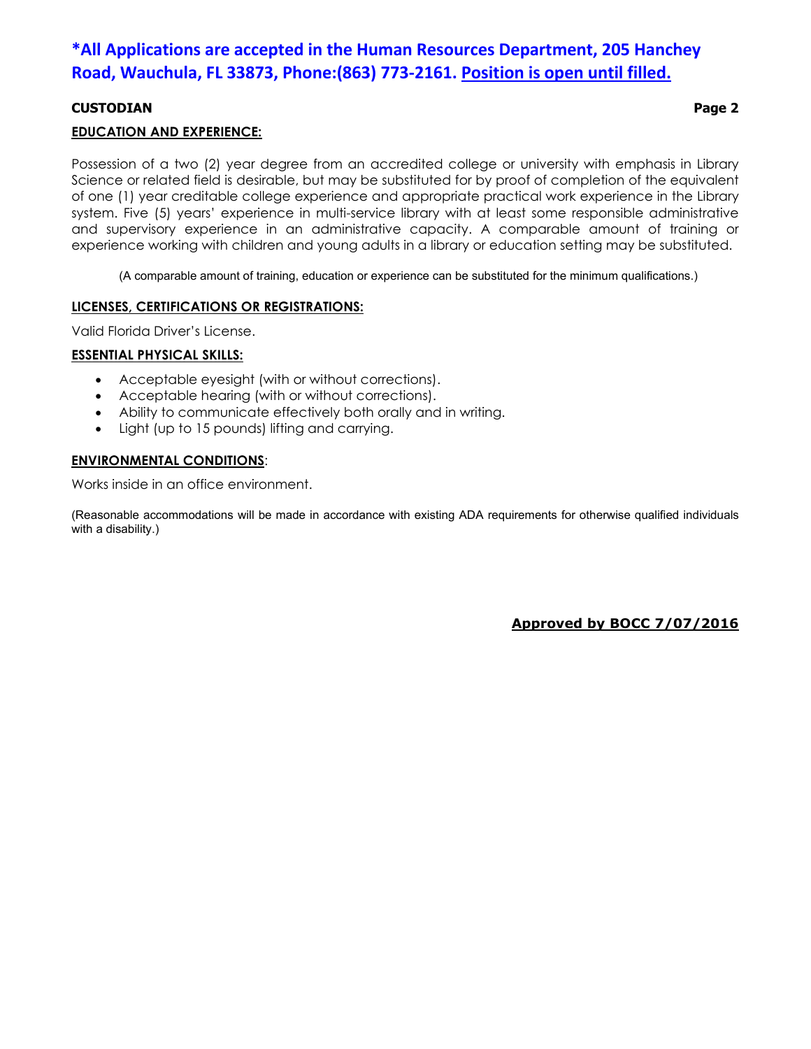**\*All Applications are accepted in the Human Resources Department, 205 Hanchey Road, Wauchula, FL 33873, Phone:(863) 773-2161. Position is open until filled.**

**CUSTODIAN**

**EDUCATION AND EXPERIENCE:**

Possession of a two (2) year degree from an accredited college or university with emphasis in Library Science or related field is desirable, but may be substituted for by proof of completion of the equivalent of one (1) year creditable college experience and appropriate practical work experience in the Library system. Five (5) years' experience in multi-service library with at least some responsible administrative and supervisory experience in an administrative capacity. A comparable amount of training or experience working with children and young adults in a library or education setting may be substituted.

(A comparable amount of training, education or experience can be substituted for the minimum qualifications.)

**LICENSES, CERTIFICATIONS OR REGISTRATIONS:**

Valid Florida Driver's License.

**ESSENTIAL PHYSICAL SKILLS:**

- Acceptable eyesight (with or without corrections).
- Acceptable hearing (with or without corrections).
- Ability to communicate effectively both orally and in writing.
- Light (up to 15 pounds) lifting and carrying.

**ENVIRONMENTAL CONDITIONS**:

Works inside in an office environment.

(Reasonable accommodations will be made in accordance with existing ADA requirements for otherwise qualified individuals with a disability.)

**Approved by BOCC 7/07/2016**